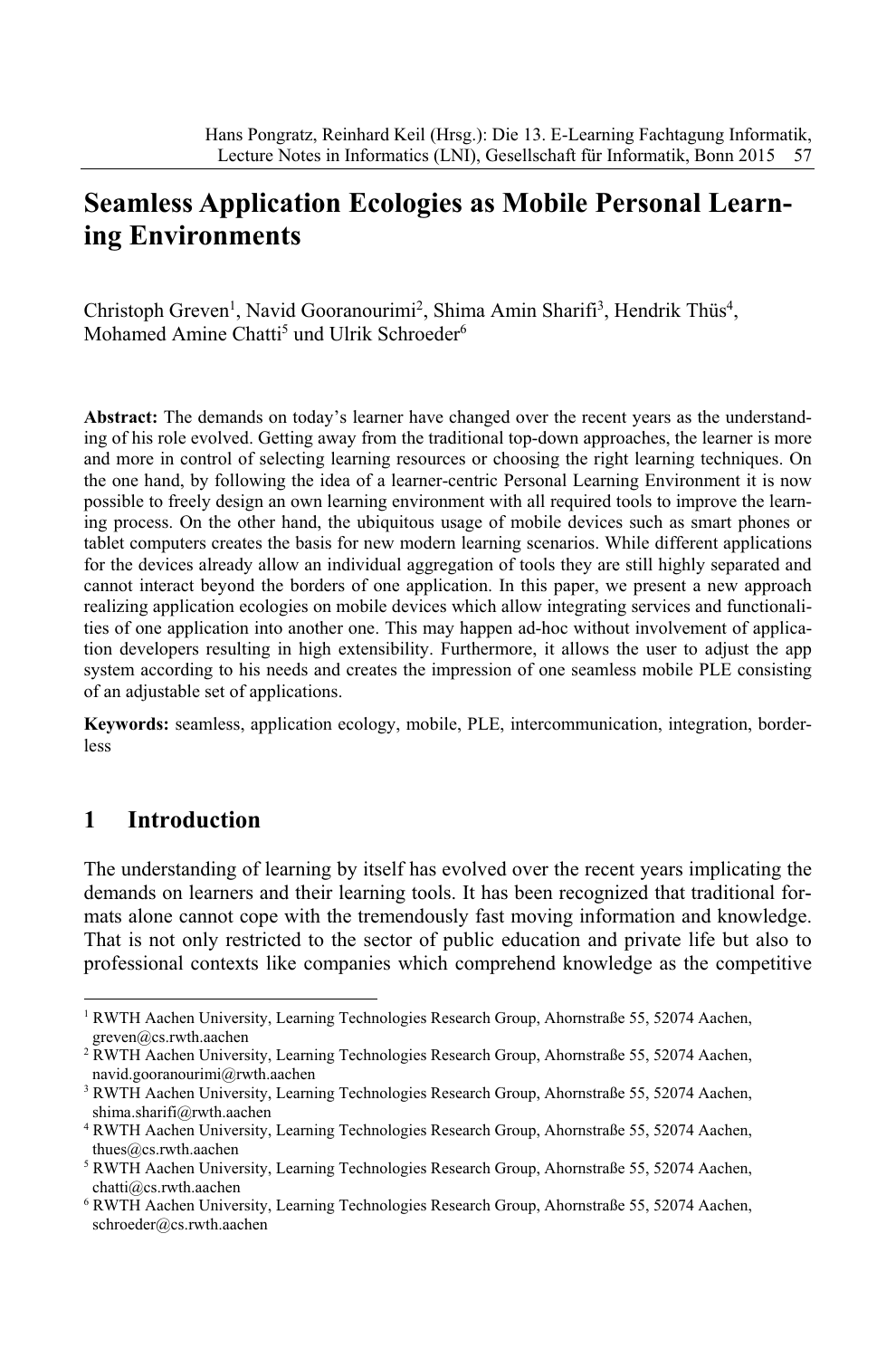# Seamless Application Ecologies as Mobile Personal Learning Environments

Christoph Greven[1], Navid Gooranourimi[2], Shima Amin Sharifi[3], Hendrik Thüs[4], Mohamed Amine Chatti[5] und Ulrik Schroeder[6]

**Abstract:** The demands on today's learner have changed over the recent years as the understanding of his role evolved. Getting away from the traditional top-down approaches, the learner is more and more in control of selecting learning resources or choosing the right learning techniques. On the one hand, by following the idea of a learner-centric Personal Learning Environment it is now possible to freely design an own learning environment with all required tools to improve the learning process. On the other hand, the ubiquitous usage of mobile devices such as smart phones or tablet computers creates the basis for new modern learning scenarios. While different applications for the devices already allow an individual aggregation of tools they are still highly separated and cannot interact beyond the borders of one application. In this paper, we present a new approach realizing application ecologies on mobile devices which allow integrating services and functionalities of one application into another one. This may happen ad-hoc without involvement of application developers resulting in high extensibility. Furthermore, it allows the user to adjust the app system according to his needs and creates the impression of one seamless mobile PLE consisting of an adjustable set of applications.

**Keywords:** seamless, application ecology, mobile, PLE, intercommunication, integration, borderless

## 1 Introduction

The understanding of learning by itself has evolved over the recent years implicating the demands on learners and their learning tools. It has been recognized that traditional formats alone cannot cope with the tremendously fast moving information and knowledge. That is not only restricted to the sector of public education and private life but also to professional contexts like companies which comprehend knowledge as the competitive

---

[1] RWTH Aachen University, Learning Technologies Research Group, Ahornstraße 55, 52074 Aachen, greven@cs.rwth.aachen

[2] RWTH Aachen University, Learning Technologies Research Group, Ahornstraße 55, 52074 Aachen, navid.gooranourimi@rwth.aachen

[3] RWTH Aachen University, Learning Technologies Research Group, Ahornstraße 55, 52074 Aachen, shima.sharifi@rwth.aachen

[4] RWTH Aachen University, Learning Technologies Research Group, Ahornstraße 55, 52074 Aachen, thues@cs.rwth.aachen

[5] RWTH Aachen University, Learning Technologies Research Group, Ahornstraße 55, 52074 Aachen, chatti@cs.rwth.aachen

[6] RWTH Aachen University, Learning Technologies Research Group, Ahornstraße 55, 52074 Aachen, schroeder@cs.rwth.aachen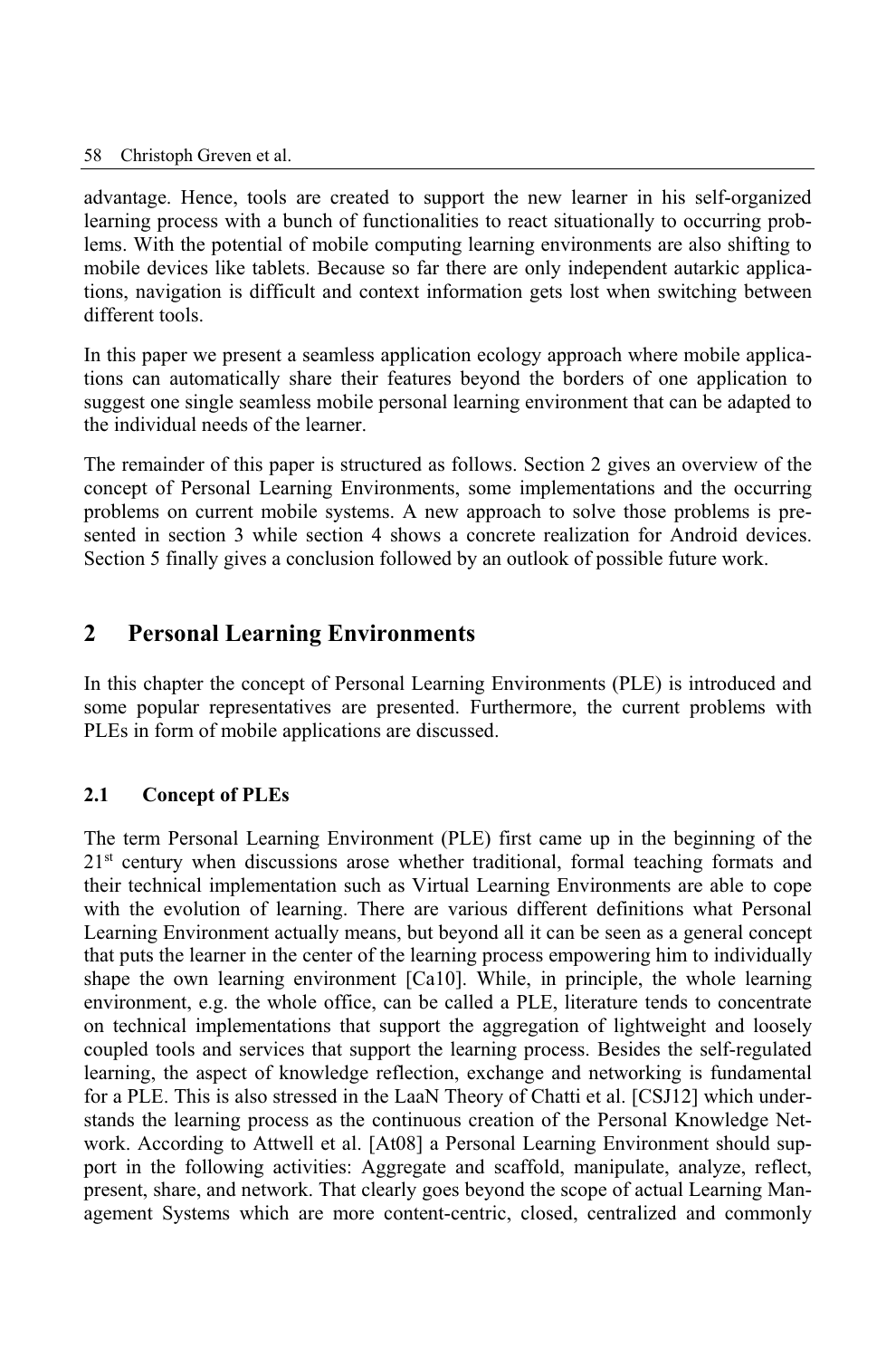advantage. Hence, tools are created to support the new learner in his self-organized learning process with a bunch of functionalities to react situationally to occurring problems. With the potential of mobile computing learning environments are also shifting to mobile devices like tablets. Because so far there are only independent autarkic applications, navigation is difficult and context information gets lost when switching between different tools.

In this paper we present a seamless application ecology approach where mobile applications can automatically share their features beyond the borders of one application to suggest one single seamless mobile personal learning environment that can be adapted to the individual needs of the learner.

The remainder of this paper is structured as follows. Section 2 gives an overview of the concept of Personal Learning Environments, some implementations and the occurring problems on current mobile systems. A new approach to solve those problems is presented in section 3 while section 4 shows a concrete realization for Android devices. Section 5 finally gives a conclusion followed by an outlook of possible future work.

## 2 Personal Learning Environments

In this chapter the concept of Personal Learning Environments (PLE) is introduced and some popular representatives are presented. Furthermore, the current problems with PLEs in form of mobile applications are discussed.

### 2.1 Concept of PLEs

The term Personal Learning Environment (PLE) first came up in the beginning of the 21st century when discussions arose whether traditional, formal teaching formats and their technical implementation such as Virtual Learning Environments are able to cope with the evolution of learning. There are various different definitions what Personal Learning Environment actually means, but beyond all it can be seen as a general concept that puts the learner in the center of the learning process empowering him to individually shape the own learning environment [Ca10]. While, in principle, the whole learning environment, e.g. the whole office, can be called a PLE, literature tends to concentrate on technical implementations that support the aggregation of lightweight and loosely coupled tools and services that support the learning process. Besides the self-regulated learning, the aspect of knowledge reflection, exchange and networking is fundamental for a PLE. This is also stressed in the LaaN Theory of Chatti et al. [CSJ12] which understands the learning process as the continuous creation of the Personal Knowledge Network. According to Attwell et al. [At08] a Personal Learning Environment should support in the following activities: Aggregate and scaffold, manipulate, analyze, reflect, present, share, and network. That clearly goes beyond the scope of actual Learning Management Systems which are more content-centric, closed, centralized and commonly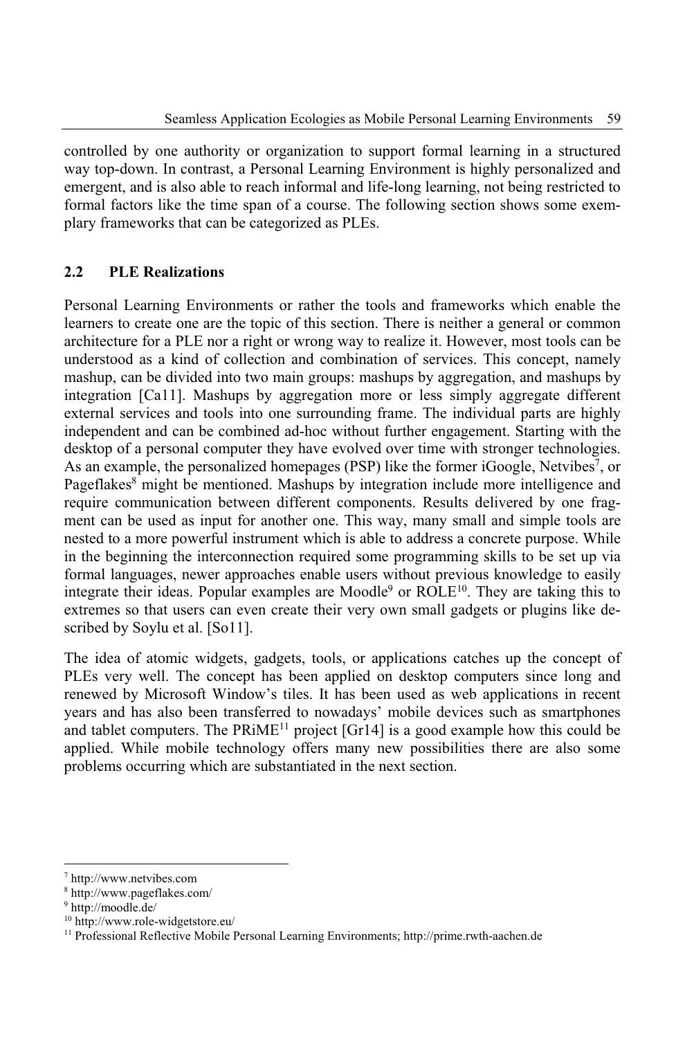controlled by one authority or organization to support formal learning in a structured way top-down. In contrast, a Personal Learning Environment is highly personalized and emergent, and is also able to reach informal and life-long learning, not being restricted to formal factors like the time span of a course. The following section shows some exemplary frameworks that can be categorized as PLEs.

## 2.2 PLE Realizations

Personal Learning Environments or rather the tools and frameworks which enable the learners to create one are the topic of this section. There is neither a general or common architecture for a PLE nor a right or wrong way to realize it. However, most tools can be understood as a kind of collection and combination of services. This concept, namely mashup, can be divided into two main groups: mashups by aggregation, and mashups by integration [Ca11]. Mashups by aggregation more or less simply aggregate different external services and tools into one surrounding frame. The individual parts are highly independent and can be combined ad-hoc without further engagement. Starting with the desktop of a personal computer they have evolved over time with stronger technologies. As an example, the personalized homepages (PSP) like the former iGoogle, Netvibes[7], or Pageflakes[8] might be mentioned. Mashups by integration include more intelligence and require communication between different components. Results delivered by one fragment can be used as input for another one. This way, many small and simple tools are nested to a more powerful instrument which is able to address a concrete purpose. While in the beginning the interconnection required some programming skills to be set up via formal languages, newer approaches enable users without previous knowledge to easily integrate their ideas. Popular examples are Moodle[9] or ROLE[10]. They are taking this to extremes so that users can even create their very own small gadgets or plugins like described by Soylu et al. [So11].

The idea of atomic widgets, gadgets, tools, or applications catches up the concept of PLEs very well. The concept has been applied on desktop computers since long and renewed by Microsoft Window's tiles. It has been used as web applications in recent years and has also been transferred to nowadays' mobile devices such as smartphones and tablet computers. The PRiME[11] project [Gr14] is a good example how this could be applied. While mobile technology offers many new possibilities there are also some problems occurring which are substantiated in the next section.

---

[7] http://www.netvibes.com

[8] http://www.pageflakes.com/

[9] http://moodle.de/

[10] http://www.role-widgetstore.eu/

[11] Professional Reflective Mobile Personal Learning Environments; http://prime.rwth-aachen.de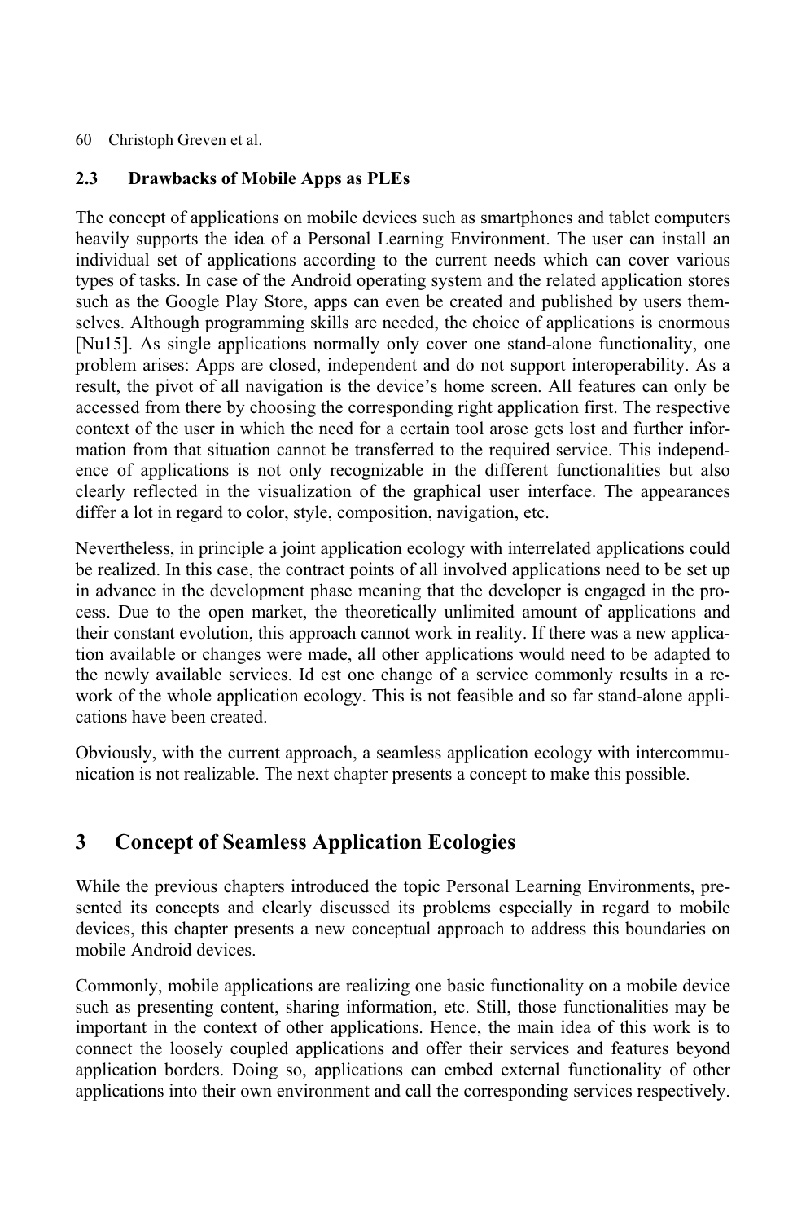### 2.3 Drawbacks of Mobile Apps as PLEs

The concept of applications on mobile devices such as smartphones and tablet computers heavily supports the idea of a Personal Learning Environment. The user can install an individual set of applications according to the current needs which can cover various types of tasks. In case of the Android operating system and the related application stores such as the Google Play Store, apps can even be created and published by users themselves. Although programming skills are needed, the choice of applications is enormous [Nu15]. As single applications normally only cover one stand-alone functionality, one problem arises: Apps are closed, independent and do not support interoperability. As a result, the pivot of all navigation is the device's home screen. All features can only be accessed from there by choosing the corresponding right application first. The respective context of the user in which the need for a certain tool arose gets lost and further information from that situation cannot be transferred to the required service. This independence of applications is not only recognizable in the different functionalities but also clearly reflected in the visualization of the graphical user interface. The appearances differ a lot in regard to color, style, composition, navigation, etc.

Nevertheless, in principle a joint application ecology with interrelated applications could be realized. In this case, the contract points of all involved applications need to be set up in advance in the development phase meaning that the developer is engaged in the process. Due to the open market, the theoretically unlimited amount of applications and their constant evolution, this approach cannot work in reality. If there was a new application available or changes were made, all other applications would need to be adapted to the newly available services. Id est one change of a service commonly results in a rework of the whole application ecology. This is not feasible and so far stand-alone applications have been created.

Obviously, with the current approach, a seamless application ecology with intercommunication is not realizable. The next chapter presents a concept to make this possible.

## 3 Concept of Seamless Application Ecologies

While the previous chapters introduced the topic Personal Learning Environments, presented its concepts and clearly discussed its problems especially in regard to mobile devices, this chapter presents a new conceptual approach to address this boundaries on mobile Android devices.

Commonly, mobile applications are realizing one basic functionality on a mobile device such as presenting content, sharing information, etc. Still, those functionalities may be important in the context of other applications. Hence, the main idea of this work is to connect the loosely coupled applications and offer their services and features beyond application borders. Doing so, applications can embed external functionality of other applications into their own environment and call the corresponding services respectively.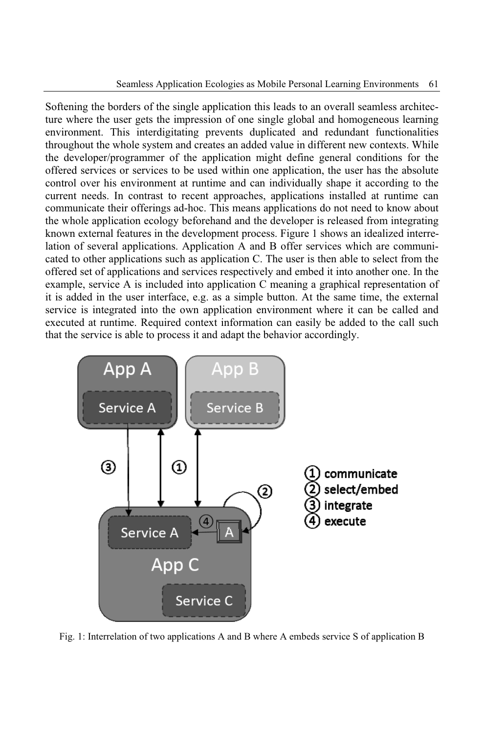Softening the borders of the single application this leads to an overall seamless architecture where the user gets the impression of one single global and homogeneous learning environment. This interdigitating prevents duplicated and redundant functionalities throughout the whole system and creates an added value in different new contexts. While the developer/programmer of the application might define general conditions for the offered services or services to be used within one application, the user has the absolute control over his environment at runtime and can individually shape it according to the current needs. In contrast to recent approaches, applications installed at runtime can communicate their offerings ad-hoc. This means applications do not need to know about the whole application ecology beforehand and the developer is released from integrating known external features in the development process. Figure 1 shows an idealized interrelation of several applications. Application A and B offer services which are communicated to other applications such as application C. The user is then able to select from the offered set of applications and services respectively and embed it into another one. In the example, service A is included into application C meaning a graphical representation of it is added in the user interface, e.g. as a simple button. At the same time, the external service is integrated into the own application environment where it can be called and executed at runtime. Required context information can easily be added to the call such that the service is able to process it and adapt the behavior accordingly.

Fig. 1: Interrelation of two applications A and B where A embeds service S of application B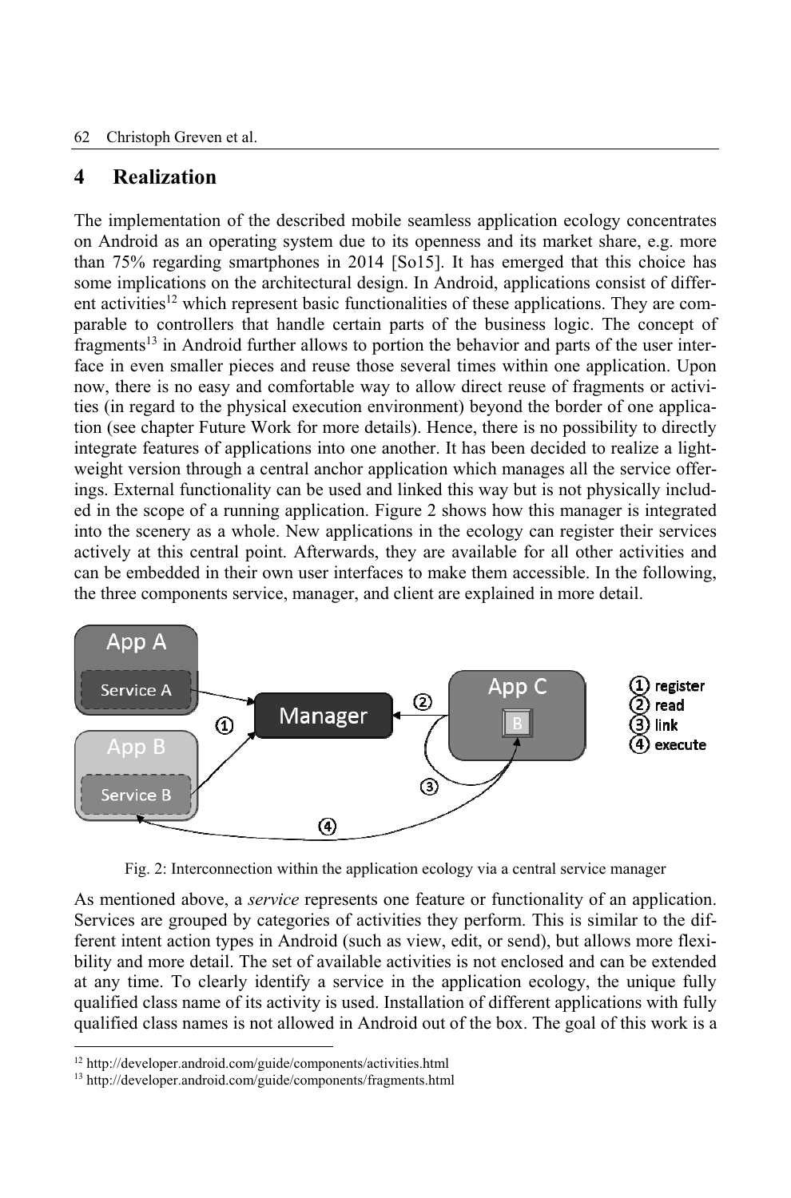## 4 Realization

The implementation of the described mobile seamless application ecology concentrates on Android as an operating system due to its openness and its market share, e.g. more than 75% regarding smartphones in 2014 [So15]. It has emerged that this choice has some implications on the architectural design. In Android, applications consist of different activities[12] which represent basic functionalities of these applications. They are comparable to controllers that handle certain parts of the business logic. The concept of fragments[13] in Android further allows to portion the behavior and parts of the user interface in even smaller pieces and reuse those several times within one application. Upon now, there is no easy and comfortable way to allow direct reuse of fragments or activities (in regard to the physical execution environment) beyond the border of one application (see chapter Future Work for more details). Hence, there is no possibility to directly integrate features of applications into one another. It has been decided to realize a lightweight version through a central anchor application which manages all the service offerings. External functionality can be used and linked this way but is not physically included in the scope of a running application. Figure 2 shows how this manager is integrated into the scenery as a whole. New applications in the ecology can register their services actively at this central point. Afterwards, they are available for all other activities and can be embedded in their own user interfaces to make them accessible. In the following, the three components service, manager, and client are explained in more detail.

Fig. 2: Interconnection within the application ecology via a central service manager

As mentioned above, a *service* represents one feature or functionality of an application. Services are grouped by categories of activities they perform. This is similar to the different intent action types in Android (such as view, edit, or send), but allows more flexibility and more detail. The set of available activities is not enclosed and can be extended at any time. To clearly identify a service in the application ecology, the unique fully qualified class name of its activity is used. Installation of different applications with fully qualified class names is not allowed in Android out of the box. The goal of this work is a

[12] http://developer.android.com/guide/components/activities.html

[13] http://developer.android.com/guide/components/fragments.html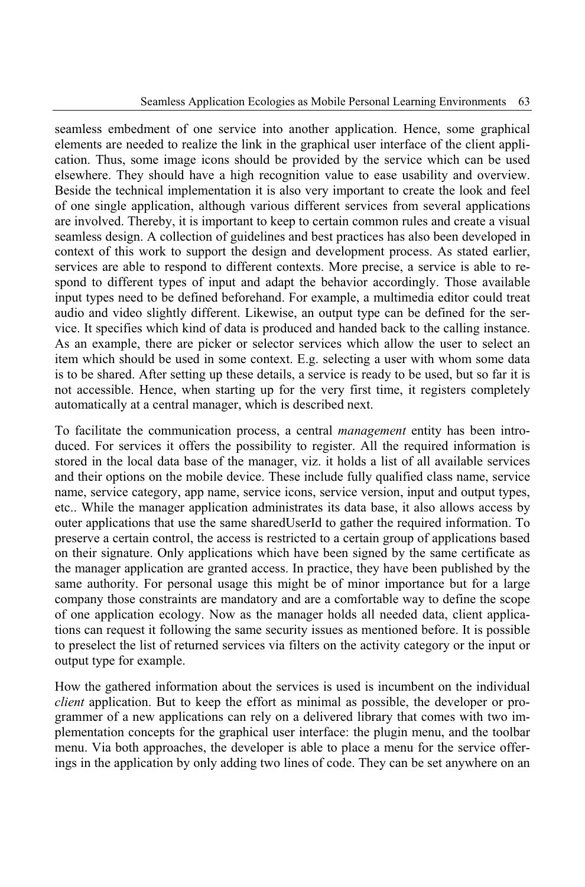seamless embedment of one service into another application. Hence, some graphical elements are needed to realize the link in the graphical user interface of the client application. Thus, some image icons should be provided by the service which can be used elsewhere. They should have a high recognition value to ease usability and overview. Beside the technical implementation it is also very important to create the look and feel of one single application, although various different services from several applications are involved. Thereby, it is important to keep to certain common rules and create a visual seamless design. A collection of guidelines and best practices has also been developed in context of this work to support the design and development process. As stated earlier, services are able to respond to different contexts. More precise, a service is able to respond to different types of input and adapt the behavior accordingly. Those available input types need to be defined beforehand. For example, a multimedia editor could treat audio and video slightly different. Likewise, an output type can be defined for the service. It specifies which kind of data is produced and handed back to the calling instance. As an example, there are picker or selector services which allow the user to select an item which should be used in some context. E.g. selecting a user with whom some data is to be shared. After setting up these details, a service is ready to be used, but so far it is not accessible. Hence, when starting up for the very first time, it registers completely automatically at a central manager, which is described next.

To facilitate the communication process, a central *management* entity has been introduced. For services it offers the possibility to register. All the required information is stored in the local data base of the manager, viz. it holds a list of all available services and their options on the mobile device. These include fully qualified class name, service name, service category, app name, service icons, service version, input and output types, etc.. While the manager application administrates its data base, it also allows access by outer applications that use the same sharedUserId to gather the required information. To preserve a certain control, the access is restricted to a certain group of applications based on their signature. Only applications which have been signed by the same certificate as the manager application are granted access. In practice, they have been published by the same authority. For personal usage this might be of minor importance but for a large company those constraints are mandatory and are a comfortable way to define the scope of one application ecology. Now as the manager holds all needed data, client applications can request it following the same security issues as mentioned before. It is possible to preselect the list of returned services via filters on the activity category or the input or output type for example.

How the gathered information about the services is used is incumbent on the individual *client* application. But to keep the effort as minimal as possible, the developer or programmer of a new applications can rely on a delivered library that comes with two implementation concepts for the graphical user interface: the plugin menu, and the toolbar menu. Via both approaches, the developer is able to place a menu for the service offerings in the application by only adding two lines of code. They can be set anywhere on an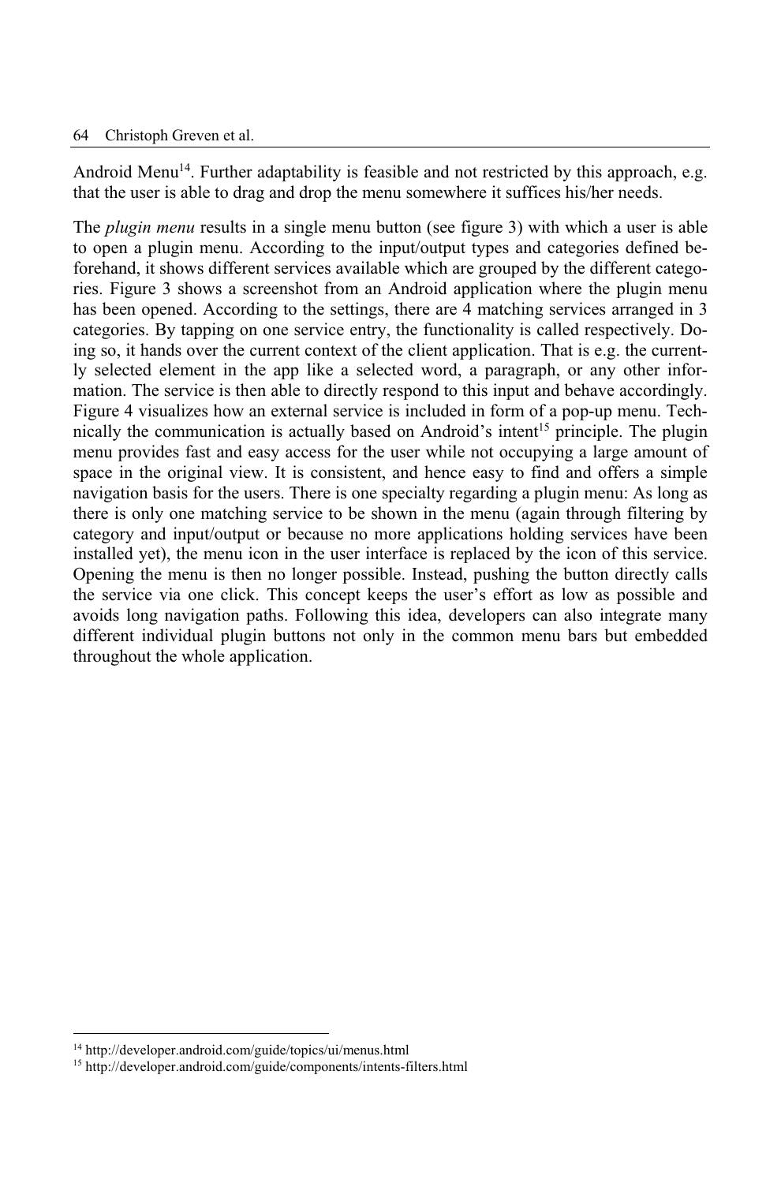Android Menu[14]. Further adaptability is feasible and not restricted by this approach, e.g. that the user is able to drag and drop the menu somewhere it suffices his/her needs.

The *plugin menu* results in a single menu button (see figure 3) with which a user is able to open a plugin menu. According to the input/output types and categories defined beforehand, it shows different services available which are grouped by the different categories. Figure 3 shows a screenshot from an Android application where the plugin menu has been opened. According to the settings, there are 4 matching services arranged in 3 categories. By tapping on one service entry, the functionality is called respectively. Doing so, it hands over the current context of the client application. That is e.g. the currently selected element in the app like a selected word, a paragraph, or any other information. The service is then able to directly respond to this input and behave accordingly. Figure 4 visualizes how an external service is included in form of a pop-up menu. Technically the communication is actually based on Android's intent[15] principle. The plugin menu provides fast and easy access for the user while not occupying a large amount of space in the original view. It is consistent, and hence easy to find and offers a simple navigation basis for the users. There is one specialty regarding a plugin menu: As long as there is only one matching service to be shown in the menu (again through filtering by category and input/output or because no more applications holding services have been installed yet), the menu icon in the user interface is replaced by the icon of this service. Opening the menu is then no longer possible. Instead, pushing the button directly calls the service via one click. This concept keeps the user's effort as low as possible and avoids long navigation paths. Following this idea, developers can also integrate many different individual plugin buttons not only in the common menu bars but embedded throughout the whole application.

[14] http://developer.android.com/guide/topics/ui/menus.html

[15] http://developer.android.com/guide/components/intents-filters.html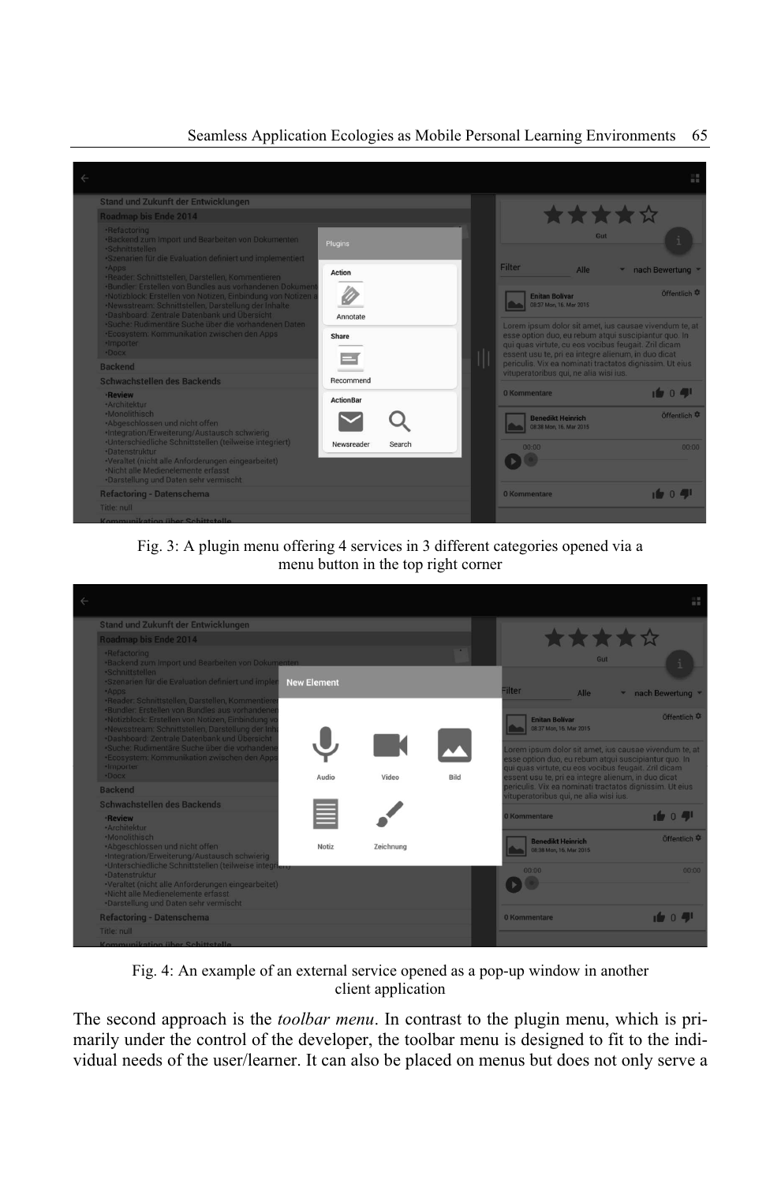Fig. 3: A plugin menu offering 4 services in 3 different categories opened via a menu button in the top right corner

Fig. 4: An example of an external service opened as a pop-up window in another client application

The second approach is the *toolbar menu*. In contrast to the plugin menu, which is primarily under the control of the developer, the toolbar menu is designed to fit to the individual needs of the user/learner. It can also be placed on menus but does not only serve a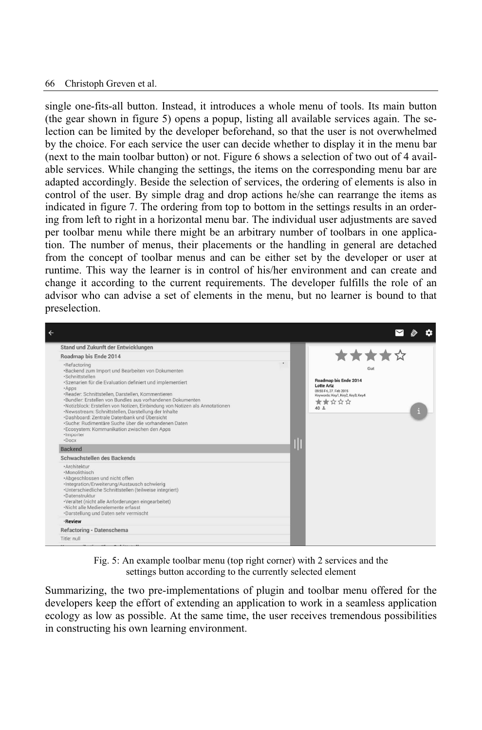single one-fits-all button. Instead, it introduces a whole menu of tools. Its main button (the gear shown in figure 5) opens a popup, listing all available services again. The selection can be limited by the developer beforehand, so that the user is not overwhelmed by the choice. For each service the user can decide whether to display it in the menu bar (next to the main toolbar button) or not. Figure 6 shows a selection of two out of 4 available services. While changing the settings, the items on the corresponding menu bar are adapted accordingly. Beside the selection of services, the ordering of elements is also in control of the user. By simple drag and drop actions he/she can rearrange the items as indicated in figure 7. The ordering from top to bottom in the settings results in an ordering from left to right in a horizontal menu bar. The individual user adjustments are saved per toolbar menu while there might be an arbitrary number of toolbars in one application. The number of menus, their placements or the handling in general are detached from the concept of toolbar menus and can be either set by the developer or user at runtime. This way the learner is in control of his/her environment and can create and change it according to the current requirements. The developer fulfills the role of an advisor who can advise a set of elements in the menu, but no learner is bound to that preselection.

Fig. 5: An example toolbar menu (top right corner) with 2 services and the settings button according to the currently selected element

Summarizing, the two pre-implementations of plugin and toolbar menu offered for the developers keep the effort of extending an application to work in a seamless application ecology as low as possible. At the same time, the user receives tremendous possibilities in constructing his own learning environment.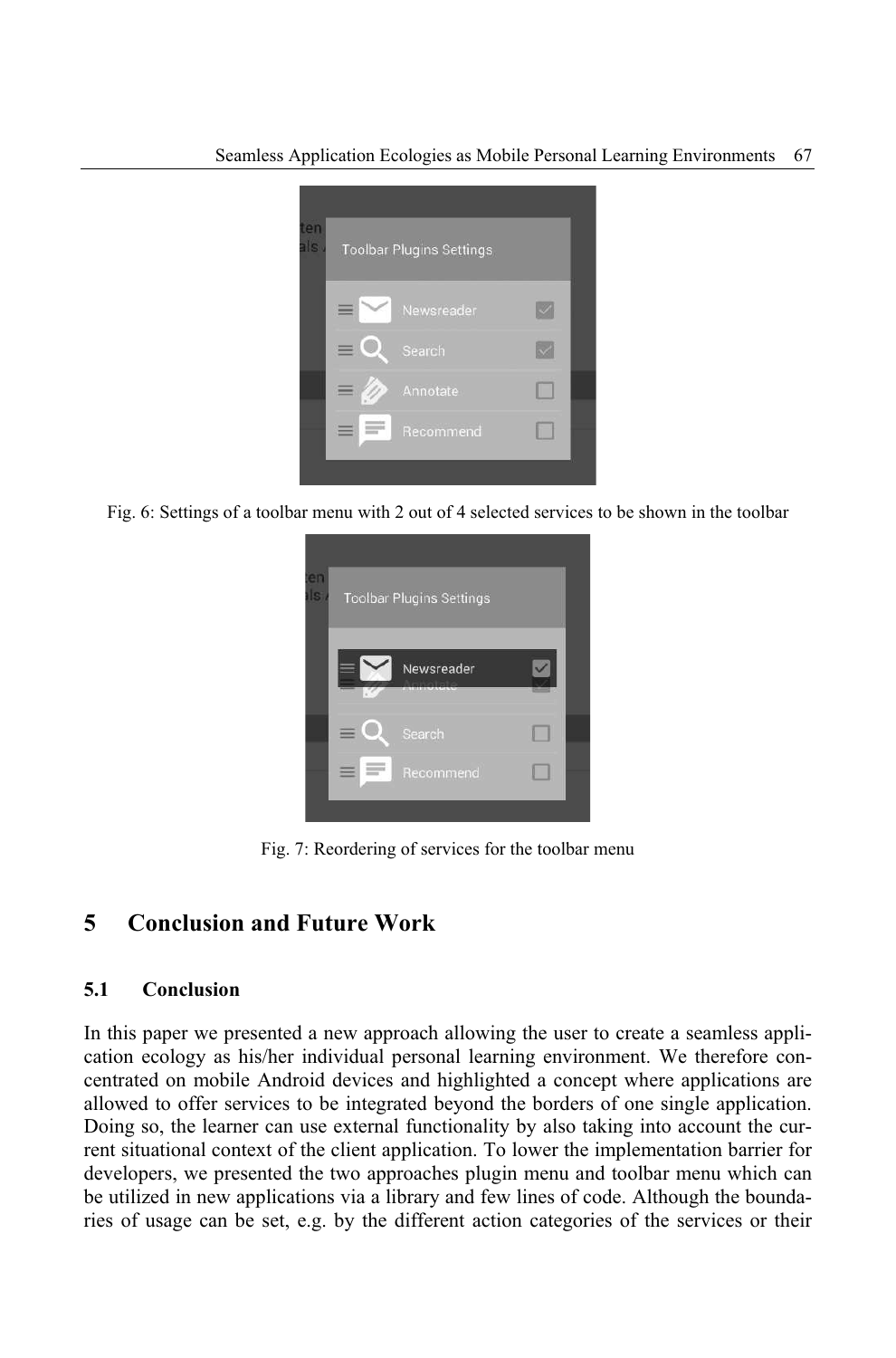Fig. 6: Settings of a toolbar menu with 2 out of 4 selected services to be shown in the toolbar

Fig. 7: Reordering of services for the toolbar menu

## 5 Conclusion and Future Work

### 5.1 Conclusion

In this paper we presented a new approach allowing the user to create a seamless application ecology as his/her individual personal learning environment. We therefore concentrated on mobile Android devices and highlighted a concept where applications are allowed to offer services to be integrated beyond the borders of one single application. Doing so, the learner can use external functionality by also taking into account the current situational context of the client application. To lower the implementation barrier for developers, we presented the two approaches plugin menu and toolbar menu which can be utilized in new applications via a library and few lines of code. Although the boundaries of usage can be set, e.g. by the different action categories of the services or their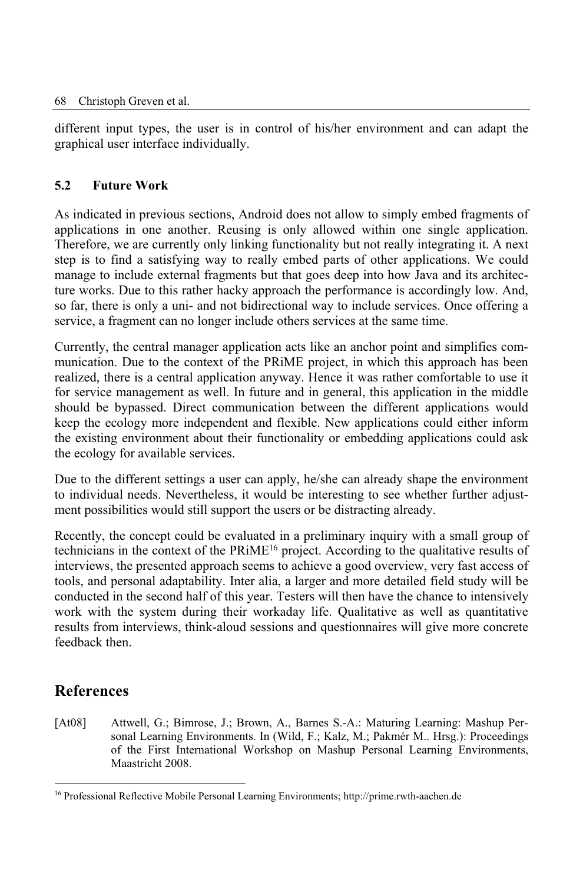different input types, the user is in control of his/her environment and can adapt the graphical user interface individually.

### 5.2 Future Work

As indicated in previous sections, Android does not allow to simply embed fragments of applications in one another. Reusing is only allowed within one single application. Therefore, we are currently only linking functionality but not really integrating it. A next step is to find a satisfying way to really embed parts of other applications. We could manage to include external fragments but that goes deep into how Java and its architecture works. Due to this rather hacky approach the performance is accordingly low. And, so far, there is only a uni- and not bidirectional way to include services. Once offering a service, a fragment can no longer include others services at the same time.

Currently, the central manager application acts like an anchor point and simplifies communication. Due to the context of the PRiME project, in which this approach has been realized, there is a central application anyway. Hence it was rather comfortable to use it for service management as well. In future and in general, this application in the middle should be bypassed. Direct communication between the different applications would keep the ecology more independent and flexible. New applications could either inform the existing environment about their functionality or embedding applications could ask the ecology for available services.

Due to the different settings a user can apply, he/she can already shape the environment to individual needs. Nevertheless, it would be interesting to see whether further adjustment possibilities would still support the users or be distracting already.

Recently, the concept could be evaluated in a preliminary inquiry with a small group of technicians in the context of the PRiME[16] project. According to the qualitative results of interviews, the presented approach seems to achieve a good overview, very fast access of tools, and personal adaptability. Inter alia, a larger and more detailed field study will be conducted in the second half of this year. Testers will then have the chance to intensively work with the system during their workaday life. Qualitative as well as quantitative results from interviews, think-aloud sessions and questionnaires will give more concrete feedback then.

## References

[At08] Attwell, G.; Bimrose, J.; Brown, A., Barnes S.-A.: Maturing Learning: Mashup Personal Learning Environments. In (Wild, F.; Kalz, M.; Pakmér M.. Hrsg.): Proceedings of the First International Workshop on Mashup Personal Learning Environments, Maastricht 2008.

[16] Professional Reflective Mobile Personal Learning Environments; http://prime.rwth-aachen.de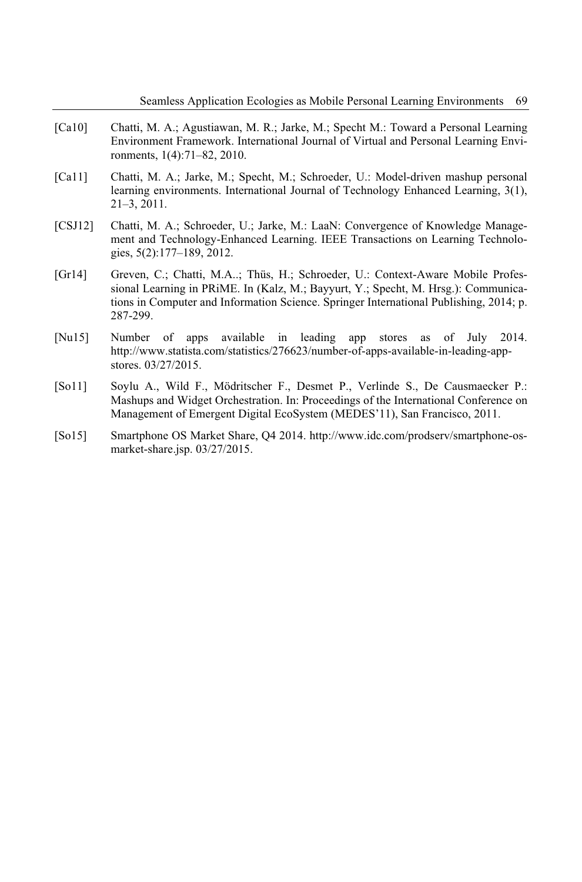[Ca10] Chatti, M. A.; Agustiawan, M. R.; Jarke, M.; Specht M.: Toward a Personal Learning Environment Framework. International Journal of Virtual and Personal Learning Environments, 1(4):71–82, 2010.

[Ca11] Chatti, M. A.; Jarke, M.; Specht, M.; Schroeder, U.: Model-driven mashup personal learning environments. International Journal of Technology Enhanced Learning, 3(1), 21–3, 2011.

[CSJ12] Chatti, M. A.; Schroeder, U.; Jarke, M.: LaaN: Convergence of Knowledge Management and Technology-Enhanced Learning. IEEE Transactions on Learning Technologies, 5(2):177–189, 2012.

[Gr14] Greven, C.; Chatti, M.A..; Thüs, H.; Schroeder, U.: Context-Aware Mobile Professional Learning in PRiME. In (Kalz, M.; Bayyurt, Y.; Specht, M. Hrsg.): Communications in Computer and Information Science. Springer International Publishing, 2014; p. 287-299.

[Nu15] Number of apps available in leading app stores as of July 2014. http://www.statista.com/statistics/276623/number-of-apps-available-in-leading-app-stores. 03/27/2015.

[So11] Soylu A., Wild F., Mödritscher F., Desmet P., Verlinde S., De Causmaecker P.: Mashups and Widget Orchestration. In: Proceedings of the International Conference on Management of Emergent Digital EcoSystem (MEDES'11), San Francisco, 2011.

[So15] Smartphone OS Market Share, Q4 2014. http://www.idc.com/prodserv/smartphone-os-market-share.jsp. 03/27/2015.